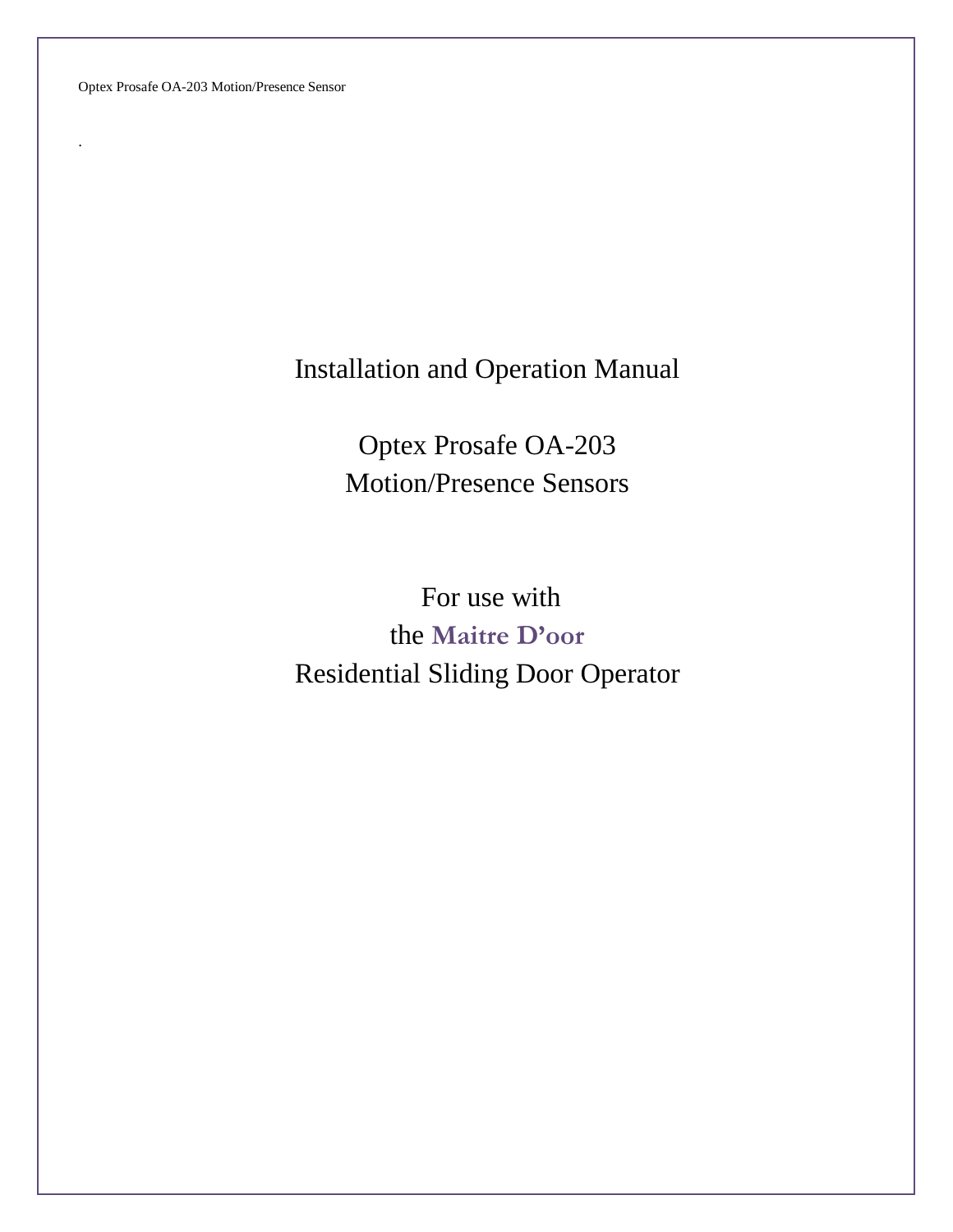# Installation and Operation Manual

## Optex Prosafe OA-203 Motion/Presence Sensors

For use with
the **Maitre D'oor**
Residential Sliding Door Operator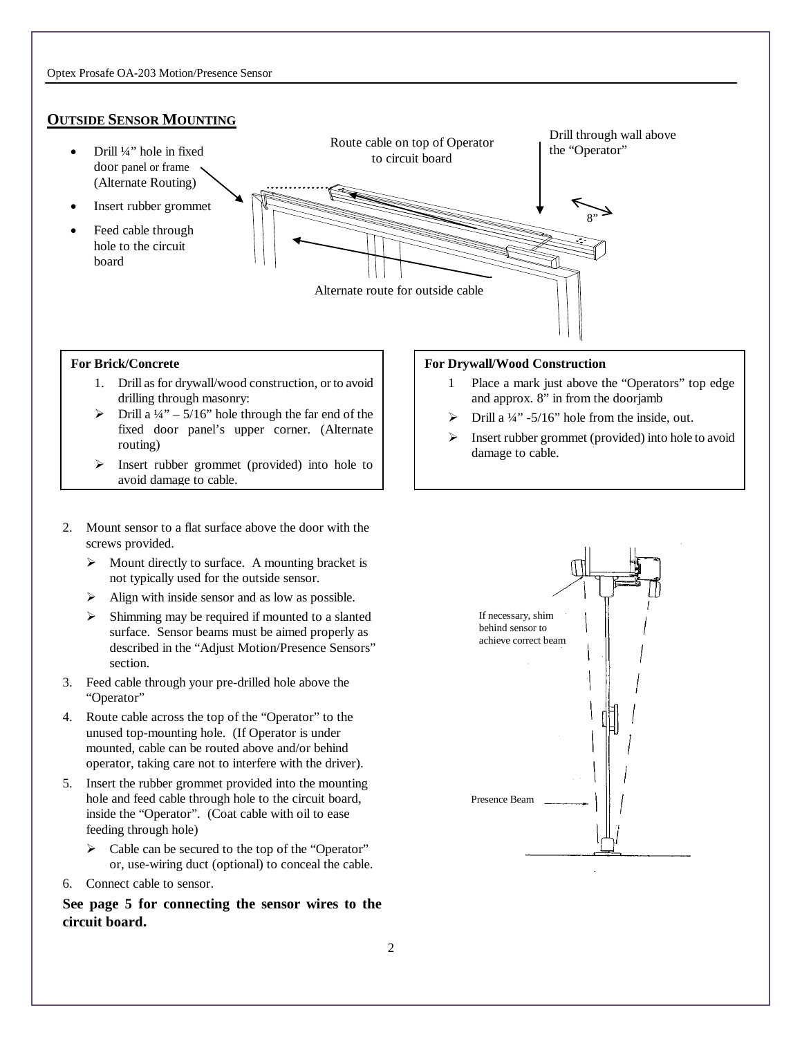## OUTSIDE SENSOR MOUNTING

- Drill ¼" hole in fixed door panel or frame (Alternate Routing)
- Insert rubber grommet
- Feed cable through hole to the circuit board

Route cable on top of Operator to circuit board

Drill through wall above the "Operator"

8"

Alternate route for outside cable

**For Brick/Concrete**

1. Drill as for drywall/wood construction, or to avoid drilling through masonry:
   - Drill a ¼" – 5/16" hole through the far end of the fixed door panel's upper corner. (Alternate routing)
   - Insert rubber grommet (provided) into hole to avoid damage to cable.

**For Drywall/Wood Construction**

1. Place a mark just above the "Operators" top edge and approx. 8" in from the doorjamb
   - Drill a ¼" -5/16" hole from the inside, out.
   - Insert rubber grommet (provided) into hole to avoid damage to cable.

2. Mount sensor to a flat surface above the door with the screws provided.
   - Mount directly to surface. A mounting bracket is not typically used for the outside sensor.
   - Align with inside sensor and as low as possible.
   - Shimming may be required if mounted to a slanted surface. Sensor beams must be aimed properly as described in the "Adjust Motion/Presence Sensors" section.
3. Feed cable through your pre-drilled hole above the "Operator"
4. Route cable across the top of the "Operator" to the unused top-mounting hole. (If Operator is under mounted, cable can be routed above and/or behind operator, taking care not to interfere with the driver).
5. Insert the rubber grommet provided into the mounting hole and feed cable through hole to the circuit board, inside the "Operator". (Coat cable with oil to ease feeding through hole)
   - Cable can be secured to the top of the "Operator" or, use-wiring duct (optional) to conceal the cable.
6. Connect cable to sensor.

**See page 5 for connecting the sensor wires to the circuit board.**

If necessary, shim behind sensor to achieve correct beam

Presence Beam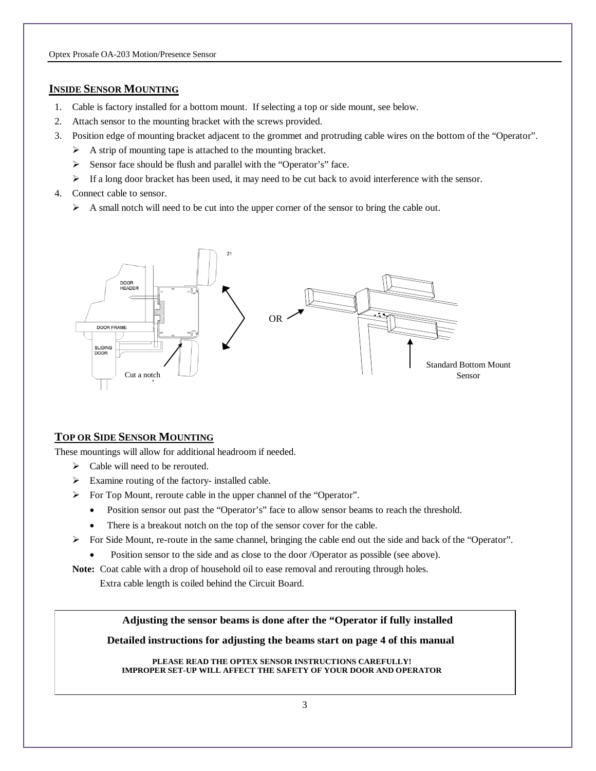## INSIDE SENSOR MOUNTING

1. Cable is factory installed for a bottom mount. If selecting a top or side mount, see below.
2. Attach sensor to the mounting bracket with the screws provided.
3. Position edge of mounting bracket adjacent to the grommet and protruding cable wires on the bottom of the “Operator”.
   - A strip of mounting tape is attached to the mounting bracket.
   - Sensor face should be flush and parallel with the “Operator’s” face.
   - If a long door bracket has been used, it may need to be cut back to avoid interference with the sensor.
4. Connect cable to sensor.
   - A small notch will need to be cut into the upper corner of the sensor to bring the cable out.

DOOR HEADER

DOOR FRAME

SLIDING DOOR

Cut a notch

OR

Standard Bottom Mount Sensor

## TOP OR SIDE SENSOR MOUNTING

These mountings will allow for additional headroom if needed.

- Cable will need to be rerouted.
- Examine routing of the factory- installed cable.
- For Top Mount, reroute cable in the upper channel of the “Operator”.
  - Position sensor out past the “Operator’s” face to allow sensor beams to reach the threshold.
  - There is a breakout notch on the top of the sensor cover for the cable.
- For Side Mount, re-route in the same channel, bringing the cable end out the side and back of the “Operator”.
  - Position sensor to the side and as close to the door /Operator as possible (see above).

**Note:** Coat cable with a drop of household oil to ease removal and rerouting through holes.
Extra cable length is coiled behind the Circuit Board.

**Adjusting the sensor beams is done after the “Operator if fully installed**

**Detailed instructions for adjusting the beams start on page 4 of this manual**

**PLEASE READ THE OPTEX SENSOR INSTRUCTIONS CAREFULLY!**
**IMPROPER SET-UP WILL AFFECT THE SAFETY OF YOUR DOOR AND OPERATOR**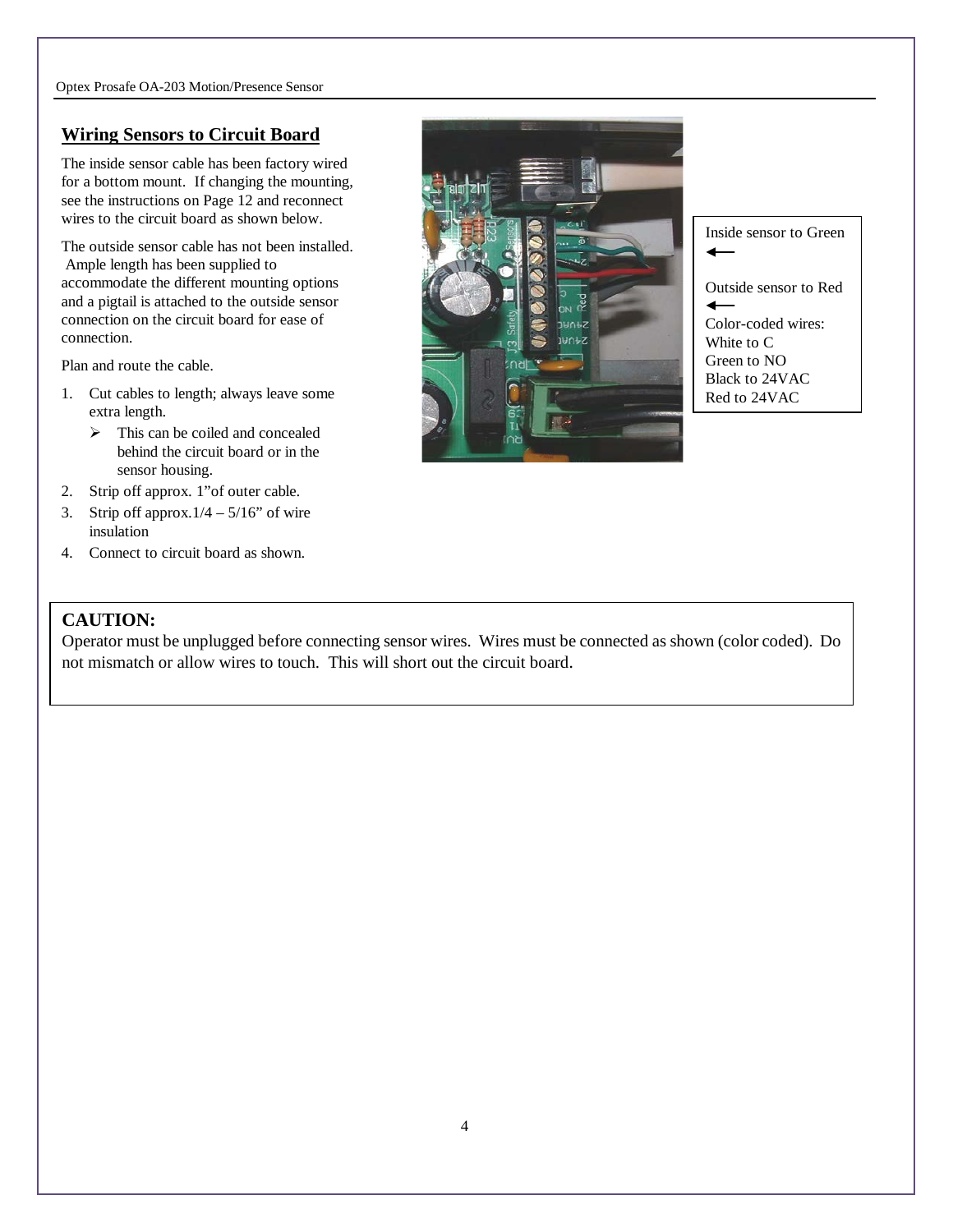## Wiring Sensors to Circuit Board

The inside sensor cable has been factory wired for a bottom mount. If changing the mounting, see the instructions on Page 12 and reconnect wires to the circuit board as shown below.

The outside sensor cable has not been installed. Ample length has been supplied to accommodate the different mounting options and a pigtail is attached to the outside sensor connection on the circuit board for ease of connection.

Plan and route the cable.

1. Cut cables to length; always leave some extra length.
   - This can be coiled and concealed behind the circuit board or in the sensor housing.
2. Strip off approx. 1”of outer cable.
3. Strip off approx.1/4 – 5/16” of wire insulation
4. Connect to circuit board as shown.

Inside sensor to Green
←

Outside sensor to Red
←

Color-coded wires:
White to C
Green to NO
Black to 24VAC
Red to 24VAC

**CAUTION:**
Operator must be unplugged before connecting sensor wires. Wires must be connected as shown (color coded). Do not mismatch or allow wires to touch. This will short out the circuit board.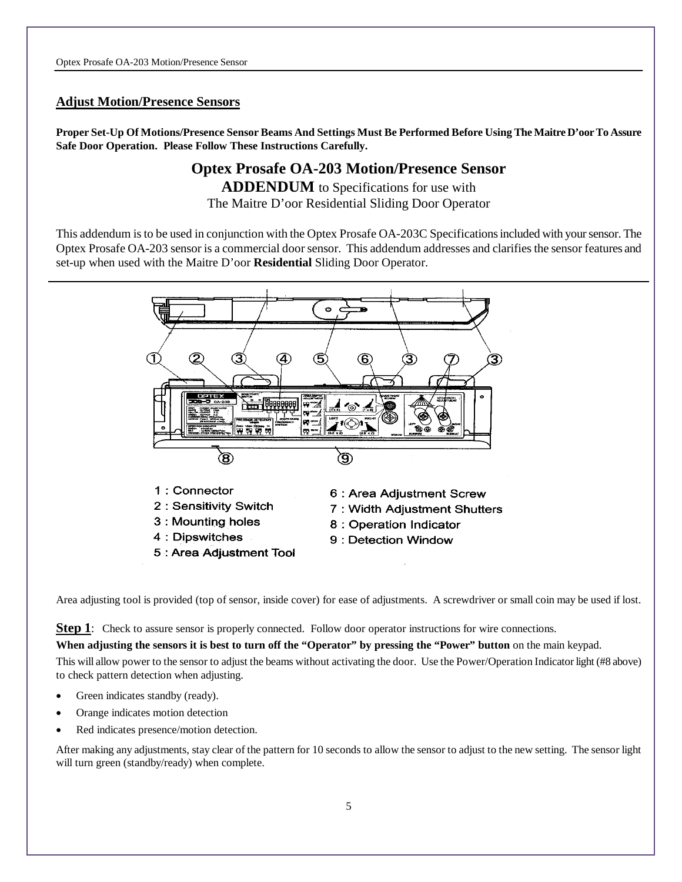## Adjust Motion/Presence Sensors

**Proper Set-Up Of Motions/Presence Sensor Beams And Settings Must Be Performed Before Using The Maitre D'oor To Assure Safe Door Operation. Please Follow These Instructions Carefully.**

# Optex Prosafe OA-203 Motion/Presence Sensor

**ADDENDUM** to Specifications for use with

The Maitre D'oor Residential Sliding Door Operator

This addendum is to be used in conjunction with the Optex Prosafe OA-203C Specifications included with your sensor. The Optex Prosafe OA-203 sensor is a commercial door sensor. This addendum addresses and clarifies the sensor features and set-up when used with the Maitre D'oor **Residential** Sliding Door Operator.

1 : Connector
2 : Sensitivity Switch
3 : Mounting holes
4 : Dipswitches
5 : Area Adjustment Tool
6 : Area Adjustment Screw
7 : Width Adjustment Shutters
8 : Operation Indicator
9 : Detection Window

Area adjusting tool is provided (top of sensor, inside cover) for ease of adjustments. A screwdriver or small coin may be used if lost.

**Step 1**: Check to assure sensor is properly connected. Follow door operator instructions for wire connections.

**When adjusting the sensors it is best to turn off the "Operator" by pressing the "Power" button** on the main keypad.

This will allow power to the sensor to adjust the beams without activating the door. Use the Power/Operation Indicator light (#8 above) to check pattern detection when adjusting.

- Green indicates standby (ready).
- Orange indicates motion detection
- Red indicates presence/motion detection.

After making any adjustments, stay clear of the pattern for 10 seconds to allow the sensor to adjust to the new setting. The sensor light will turn green (standby/ready) when complete.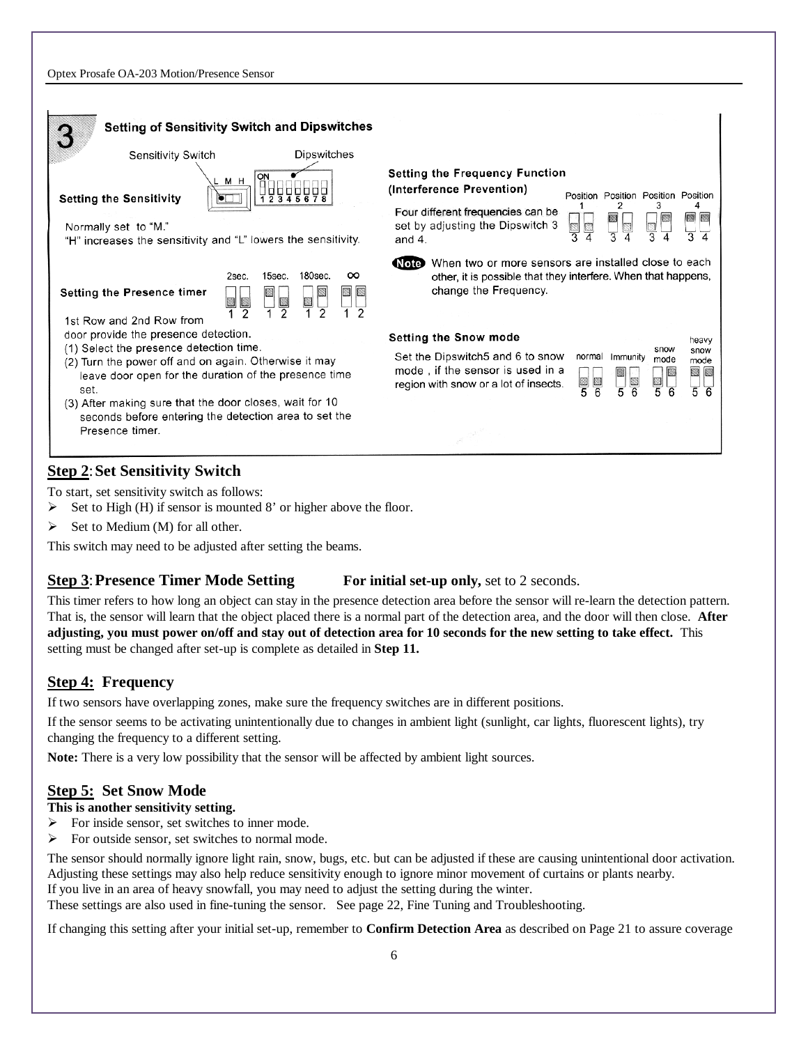### 3 Setting of Sensitivity Switch and Dipswitches

Sensitivity Switch — L M H

Dipswitches — ON 1 2 3 4 5 6 7 8

**Setting the Sensitivity**

Normally set to "M."
"H" increases the sensitivity and "L" lowers the sensitivity.

**Setting the Presence timer**

2sec. 15sec. 180sec. ∞

1st Row and 2nd Row from door provide the presence detection.
(1) Select the presence detection time.
(2) Turn the power off and on again. Otherwise it may leave door open for the duration of the presence time set.
(3) After making sure that the door closes, wait for 10 seconds before entering the detection area to set the Presence timer.

**Setting the Frequency Function (Interference Prevention)**

Four different frequencies can be set by adjusting the Dipswitch 3 and 4.

Position 1 Position 2 Position 3 Position 4

**Note** When two or more sensors are installed close to each other, it is possible that they interfere. When that happens, change the Frequency.

**Setting the Snow mode**

Set the Dipswitch5 and 6 to snow mode , if the sensor is used in a region with snow or a lot of insects.

normal Immunity snow mode heavy snow mode

## Step 2: Set Sensitivity Switch

To start, set sensitivity switch as follows:

- Set to High (H) if sensor is mounted 8' or higher above the floor.
- Set to Medium (M) for all other.

This switch may need to be adjusted after setting the beams.

## Step 3: Presence Timer Mode Setting **For initial set-up only,** set to 2 seconds.

This timer refers to how long an object can stay in the presence detection area before the sensor will re-learn the detection pattern. That is, the sensor will learn that the object placed there is a normal part of the detection area, and the door will then close. **After adjusting, you must power on/off and stay out of detection area for 10 seconds for the new setting to take effect.** This setting must be changed after set-up is complete as detailed in **Step 11.**

## Step 4: Frequency

If two sensors have overlapping zones, make sure the frequency switches are in different positions.

If the sensor seems to be activating unintentionally due to changes in ambient light (sunlight, car lights, fluorescent lights), try changing the frequency to a different setting.

**Note:** There is a very low possibility that the sensor will be affected by ambient light sources.

## Step 5: Set Snow Mode

**This is another sensitivity setting.**

- For inside sensor, set switches to inner mode.
- For outside sensor, set switches to normal mode.

The sensor should normally ignore light rain, snow, bugs, etc. but can be adjusted if these are causing unintentional door activation. Adjusting these settings may also help reduce sensitivity enough to ignore minor movement of curtains or plants nearby.
If you live in an area of heavy snowfall, you may need to adjust the setting during the winter.
These settings are also used in fine-tuning the sensor. See page 22, Fine Tuning and Troubleshooting.

If changing this setting after your initial set-up, remember to **Confirm Detection Area** as described on Page 21 to assure coverage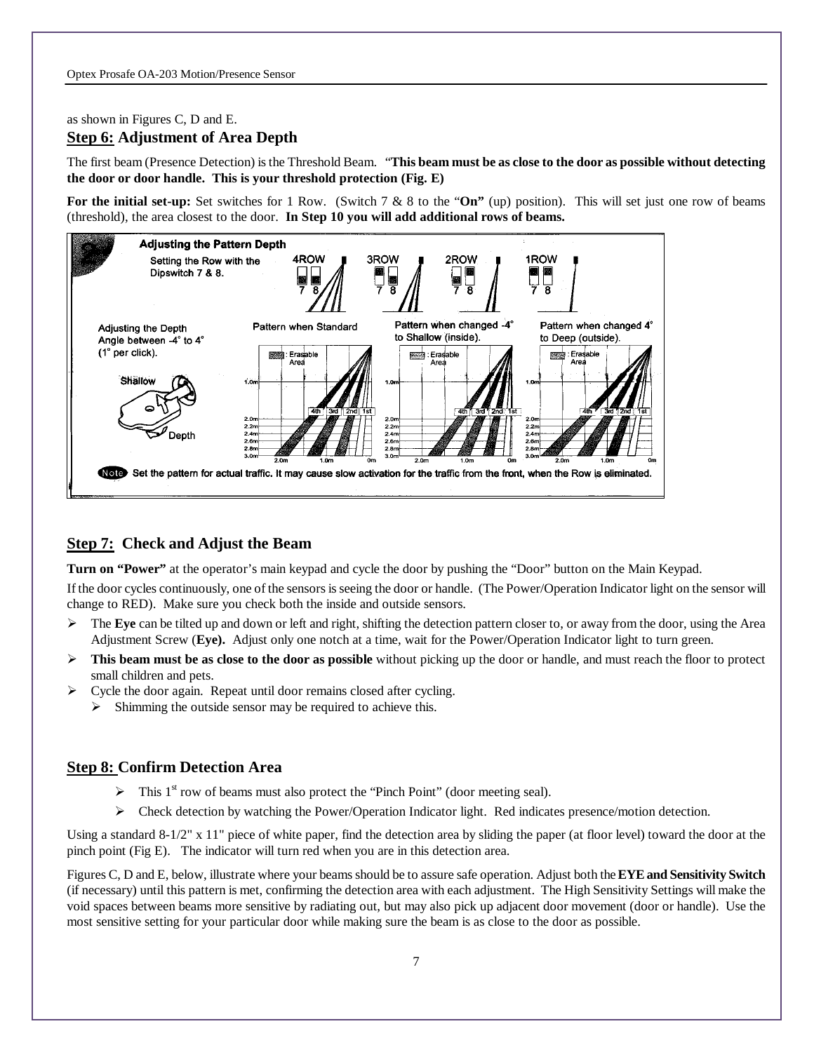as shown in Figures C, D and E.

## Step 6: Adjustment of Area Depth

The first beam (Presence Detection) is the Threshold Beam. "**This beam must be as close to the door as possible without detecting the door or door handle. This is your threshold protection (Fig. E)**

**For the initial set-up:** Set switches for 1 Row. (Switch 7 & 8 to the "**On"** (up) position). This will set just one row of beams (threshold), the area closest to the door. **In Step 10 you will add additional rows of beams.**

**Adjusting the Pattern Depth**

Setting the Row with the Dipswitch 7 & 8.

4ROW 3ROW 2ROW 1ROW

Adjusting the Depth Angle between -4° to 4° (1° per click).

Shallow

Depth

Pattern when Standard

Pattern when changed -4° to Shallow (inside).

Pattern when changed 4° to Deep (outside).

Erasable Area

Note Set the pattern for actual traffic. It may cause slow activation for the traffic from the front, when the Row is eliminated.

## Step 7: Check and Adjust the Beam

**Turn on "Power"** at the operator's main keypad and cycle the door by pushing the "Door" button on the Main Keypad.

If the door cycles continuously, one of the sensors is seeing the door or handle. (The Power/Operation Indicator light on the sensor will change to RED). Make sure you check both the inside and outside sensors.

- The **Eye** can be tilted up and down or left and right, shifting the detection pattern closer to, or away from the door, using the Area Adjustment Screw (**Eye).** Adjust only one notch at a time, wait for the Power/Operation Indicator light to turn green.
- **This beam must be as close to the door as possible** without picking up the door or handle, and must reach the floor to protect small children and pets.
- Cycle the door again. Repeat until door remains closed after cycling.
  - Shimming the outside sensor may be required to achieve this.

## Step 8: Confirm Detection Area

- This 1st row of beams must also protect the "Pinch Point" (door meeting seal).
- Check detection by watching the Power/Operation Indicator light. Red indicates presence/motion detection.

Using a standard 8-1/2" x 11" piece of white paper, find the detection area by sliding the paper (at floor level) toward the door at the pinch point (Fig E). The indicator will turn red when you are in this detection area.

Figures C, D and E, below, illustrate where your beams should be to assure safe operation. Adjust both the **EYE and Sensitivity Switch** (if necessary) until this pattern is met, confirming the detection area with each adjustment. The High Sensitivity Settings will make the void spaces between beams more sensitive by radiating out, but may also pick up adjacent door movement (door or handle). Use the most sensitive setting for your particular door while making sure the beam is as close to the door as possible.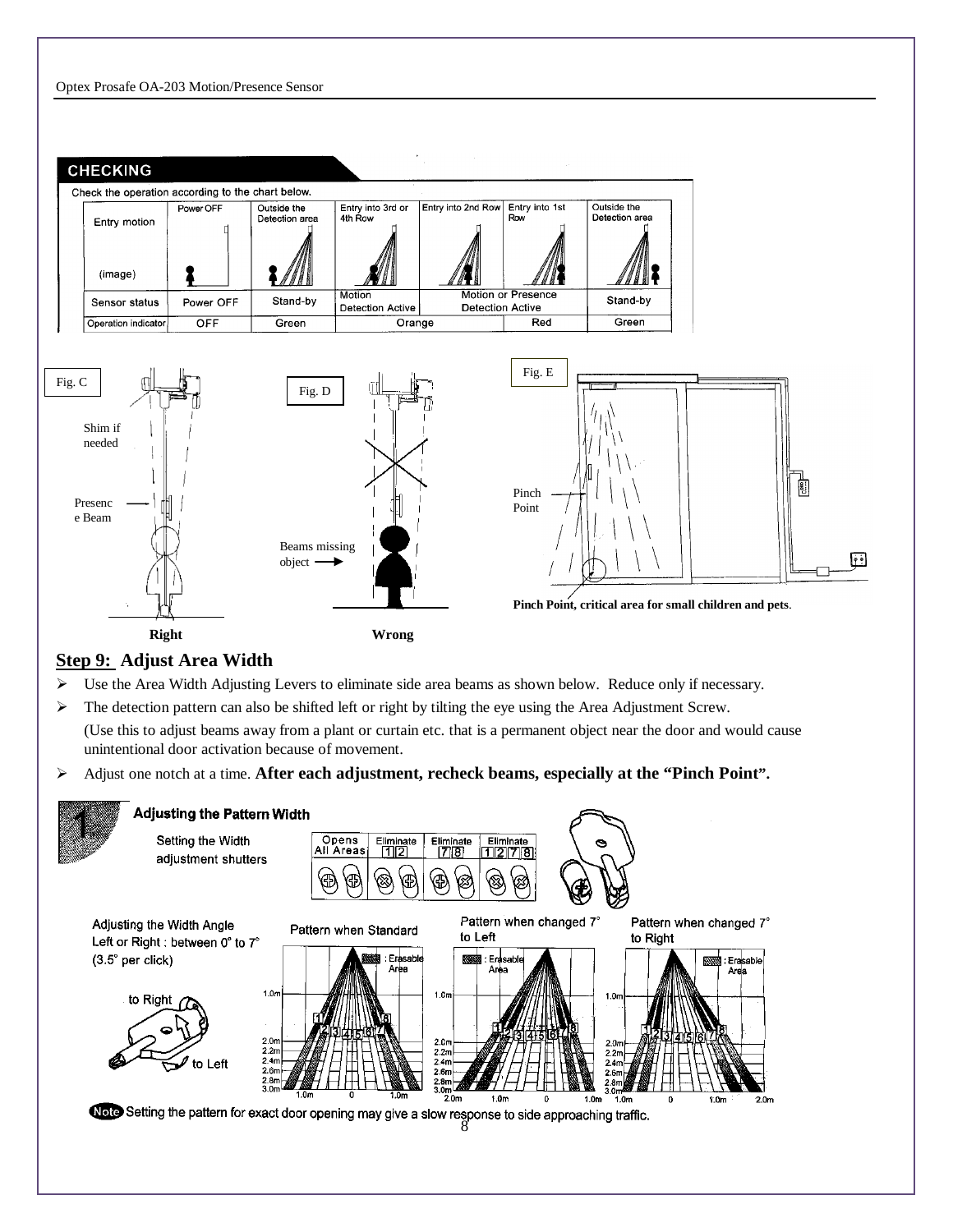## CHECKING

Check the operation according to the chart below.

| Entry motion (image) | Power OFF | Outside the Detection area | Entry into 3rd or 4th Row | Entry into 2nd Row | Entry into 1st Row | Outside the Detection area |
|---|---|---|---|---|---|---|
| Sensor status | Power OFF | Stand-by | Motion Detection Active | Motion or Presence Detection Active | | Stand-by |
| Operation indicator | OFF | Green | Orange | | Red | Green |

Fig. C

Shim if needed

Presence Beam

Right

Fig. D

Beams missing object

Wrong

Fig. E

Pinch Point

**Pinch Point, critical area for small children and pets**.

## Step 9: Adjust Area Width

- Use the Area Width Adjusting Levers to eliminate side area beams as shown below. Reduce only if necessary.
- The detection pattern can also be shifted left or right by tilting the eye using the Area Adjustment Screw.
  (Use this to adjust beams away from a plant or curtain etc. that is a permanent object near the door and would cause unintentional door activation because of movement.
- Adjust one notch at a time. **After each adjustment, recheck beams, especially at the "Pinch Point".**

### 1. Adjusting the Pattern Width

Setting the Width adjustment shutters

| Opens All Areas | Eliminate 1 2 | Eliminate 7 8 | Eliminate 1 2 7 8 |
|---|---|---|---|

Adjusting the Width Angle Left or Right : between 0° to 7° (3.5° per click)

to Right

to Left

Pattern when Standard

Pattern when changed 7° to Left

Pattern when changed 7° to Right

: Erasable Area

Note Setting the pattern for exact door opening may give a slow response to side approaching traffic.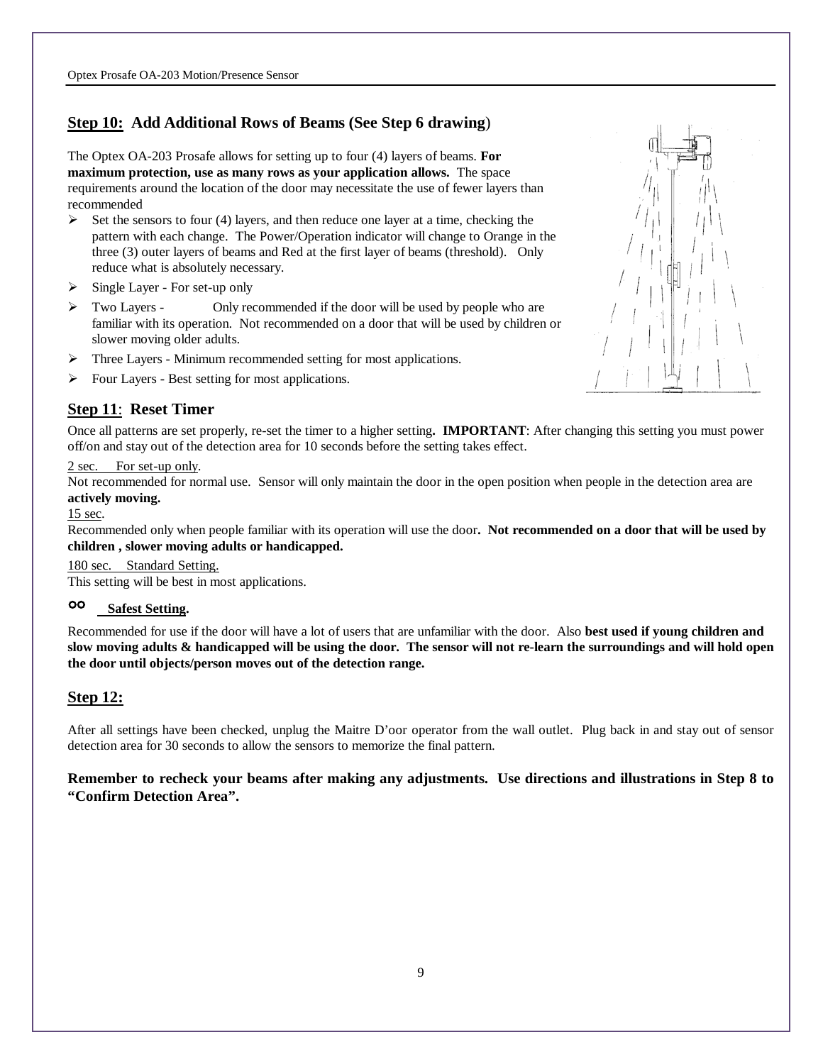## Step 10: Add Additional Rows of Beams (See Step 6 drawing)

The Optex OA-203 Prosafe allows for setting up to four (4) layers of beams. **For maximum protection, use as many rows as your application allows.** The space requirements around the location of the door may necessitate the use of fewer layers than recommended

- Set the sensors to four (4) layers, and then reduce one layer at a time, checking the pattern with each change. The Power/Operation indicator will change to Orange in the three (3) outer layers of beams and Red at the first layer of beams (threshold). Only reduce what is absolutely necessary.
- Single Layer - For set-up only
- Two Layers - Only recommended if the door will be used by people who are familiar with its operation. Not recommended on a door that will be used by children or slower moving older adults.
- Three Layers - Minimum recommended setting for most applications.
- Four Layers - Best setting for most applications.

## Step 11: Reset Timer

Once all patterns are set properly, re-set the timer to a higher setting**. IMPORTANT**: After changing this setting you must power off/on and stay out of the detection area for 10 seconds before the setting takes effect.

2 sec. For set-up only.

Not recommended for normal use. Sensor will only maintain the door in the open position when people in the detection area are **actively moving.**

15 sec.

Recommended only when people familiar with its operation will use the door**. Not recommended on a door that will be used by children , slower moving adults or handicapped.**

180 sec. Standard Setting.

This setting will be best in most applications.

∞ **Safest Setting.**

Recommended for use if the door will have a lot of users that are unfamiliar with the door. Also **best used if young children and slow moving adults & handicapped will be using the door. The sensor will not re-learn the surroundings and will hold open the door until objects/person moves out of the detection range.**

## Step 12:

After all settings have been checked, unplug the Maitre D'oor operator from the wall outlet. Plug back in and stay out of sensor detection area for 30 seconds to allow the sensors to memorize the final pattern.

**Remember to recheck your beams after making any adjustments. Use directions and illustrations in Step 8 to "Confirm Detection Area".**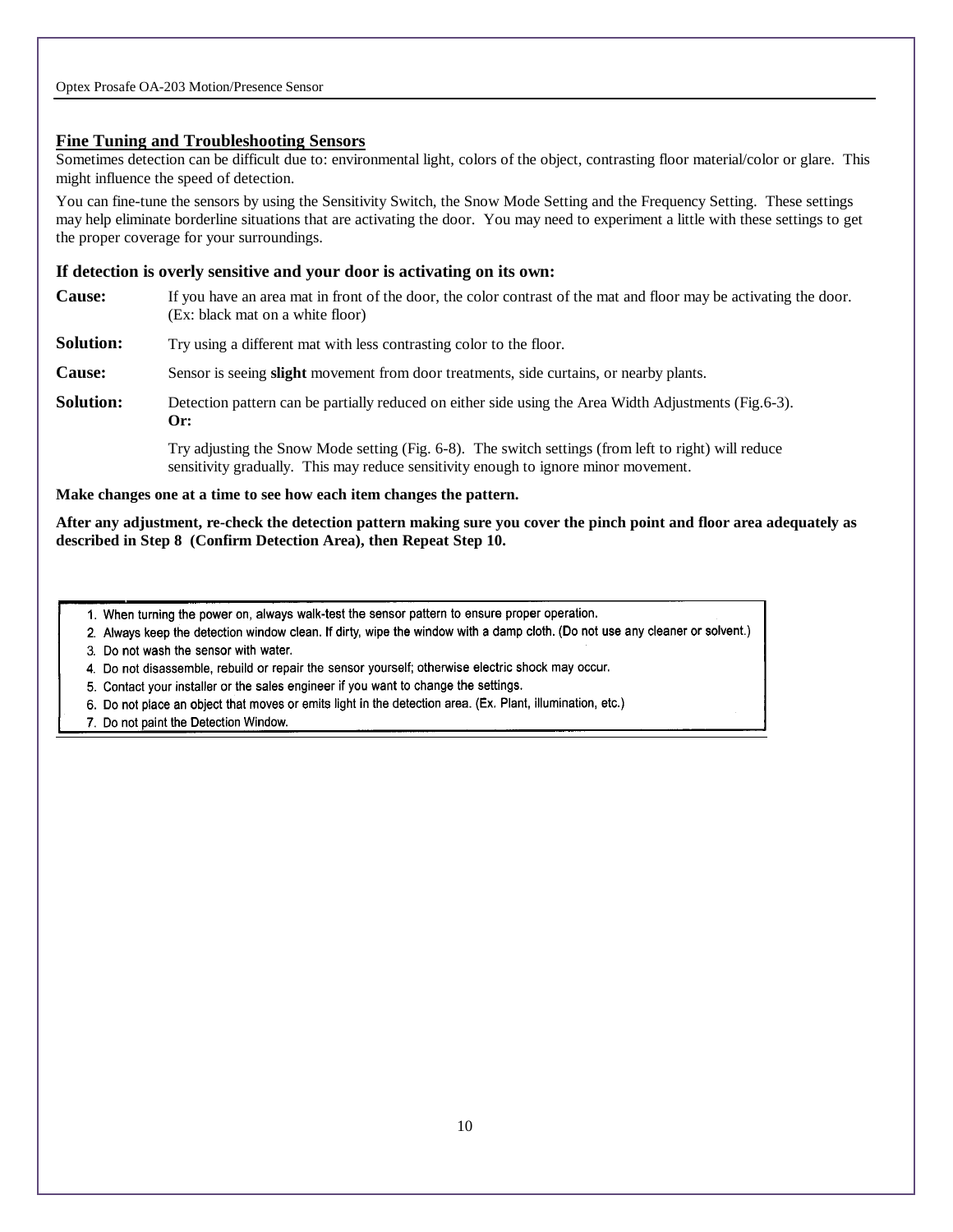## Fine Tuning and Troubleshooting Sensors

Sometimes detection can be difficult due to: environmental light, colors of the object, contrasting floor material/color or glare. This might influence the speed of detection.

You can fine-tune the sensors by using the Sensitivity Switch, the Snow Mode Setting and the Frequency Setting. These settings may help eliminate borderline situations that are activating the door. You may need to experiment a little with these settings to get the proper coverage for your surroundings.

### If detection is overly sensitive and your door is activating on its own:

**Cause:** If you have an area mat in front of the door, the color contrast of the mat and floor may be activating the door. (Ex: black mat on a white floor)

**Solution:** Try using a different mat with less contrasting color to the floor.

**Cause:** Sensor is seeing **slight** movement from door treatments, side curtains, or nearby plants.

**Solution:** Detection pattern can be partially reduced on either side using the Area Width Adjustments (Fig.6-3).
**Or:**

Try adjusting the Snow Mode setting (Fig. 6-8). The switch settings (from left to right) will reduce sensitivity gradually. This may reduce sensitivity enough to ignore minor movement.

**Make changes one at a time to see how each item changes the pattern.**

**After any adjustment, re-check the detection pattern making sure you cover the pinch point and floor area adequately as described in Step 8 (Confirm Detection Area), then Repeat Step 10.**

1. When turning the power on, always walk-test the sensor pattern to ensure proper operation.
2. Always keep the detection window clean. If dirty, wipe the window with a damp cloth. (Do not use any cleaner or solvent.)
3. Do not wash the sensor with water.
4. Do not disassemble, rebuild or repair the sensor yourself; otherwise electric shock may occur.
5. Contact your installer or the sales engineer if you want to change the settings.
6. Do not place an object that moves or emits light in the detection area. (Ex. Plant, illumination, etc.)
7. Do not paint the Detection Window.